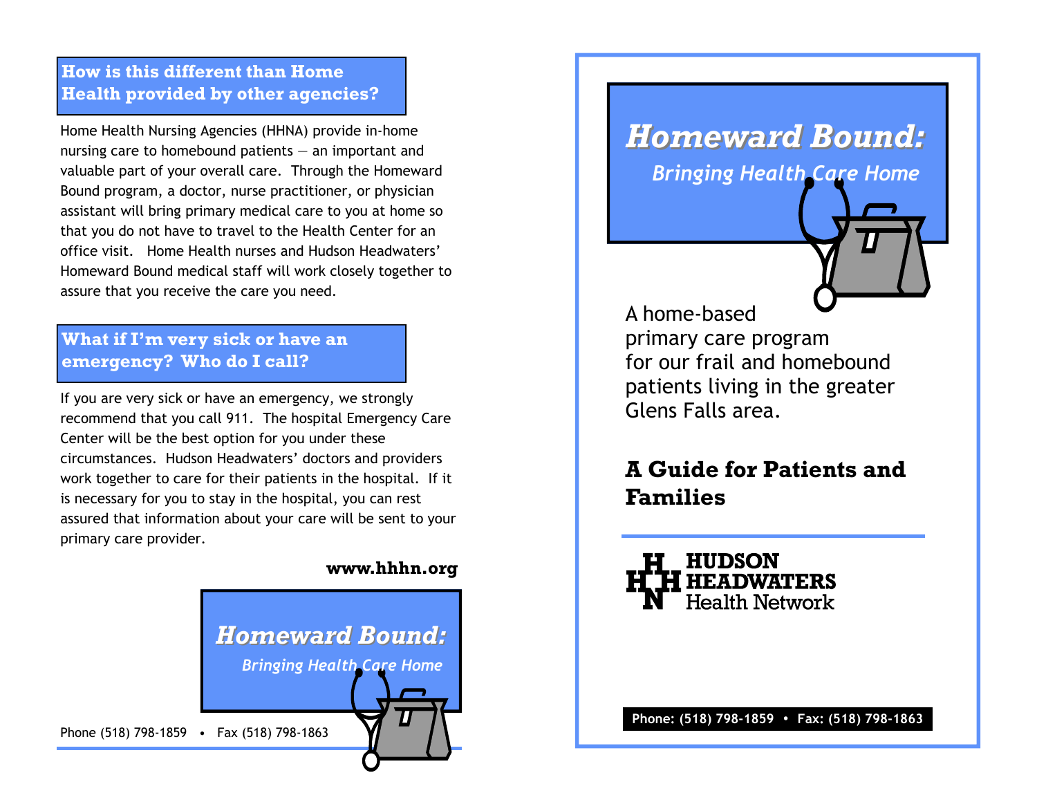## How is this different than Home Health provided by other agencies?

Home Health Nursing Agencies (HHNA) provide in-home nursing care to homebound patients — an important and valuable part of your overall care. Through the Homeward Bound program, a doctor, nurse practitioner, or physician assistant will bring primary medical care to you at home so that you do not have to travel to the Health Center for an office visit. Home Health nurses and Hudson Headwaters' Homeward Bound medical staff will work closely together to assure that you receive the care you need.

## What if I'm very sick or have an emergency? Who do I call?

If you are very sick or have an emergency, we strongly recommend that you call 911. The hospital Emergency Care Center will be the best option for you under these circumstances. Hudson Headwaters' doctors and providers work together to care for their patients in the hospital. If it is necessary for you to stay in the hospital, you can rest assured that information about your care will be sent to your primary care provider.

**www.hhhn.org**

***Homeward Bound:***
*Bringing Health Care Home*

Phone (518) 798-1859 • Fax (518) 798-1863

# *Homeward Bound:*

## *Bringing Health Care Home*

A home-based primary care program for our frail and homebound patients living in the greater Glens Falls area.

## A Guide for Patients and Families

**HUDSON HEADWATERS** Health Network

**Phone: (518) 798-1859 • Fax: (518) 798-1863**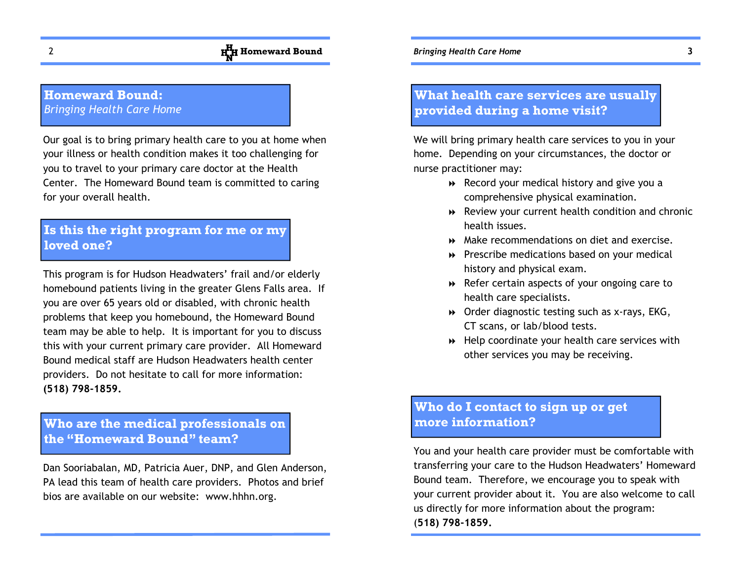## Homeward Bound:

*Bringing Health Care Home*

Our goal is to bring primary health care to you at home when your illness or health condition makes it too challenging for you to travel to your primary care doctor at the Health Center. The Homeward Bound team is committed to caring for your overall health.

## Is this the right program for me or my loved one?

This program is for Hudson Headwaters' frail and/or elderly homebound patients living in the greater Glens Falls area. If you are over 65 years old or disabled, with chronic health problems that keep you homebound, the Homeward Bound team may be able to help. It is important for you to discuss this with your current primary care provider. All Homeward Bound medical staff are Hudson Headwaters health center providers. Do not hesitate to call for more information: **(518) 798-1859.**

## Who are the medical professionals on the "Homeward Bound" team?

Dan Sooriabalan, MD, Patricia Auer, DNP, and Glen Anderson, PA lead this team of health care providers. Photos and brief bios are available on our website: www.hhhn.org.

## What health care services are usually provided during a home visit?

We will bring primary health care services to you in your home. Depending on your circumstances, the doctor or nurse practitioner may:

- Record your medical history and give you a comprehensive physical examination.
- Review your current health condition and chronic health issues.
- Make recommendations on diet and exercise.
- Prescribe medications based on your medical history and physical exam.
- Refer certain aspects of your ongoing care to health care specialists.
- Order diagnostic testing such as x-rays, EKG, CT scans, or lab/blood tests.
- Help coordinate your health care services with other services you may be receiving.

## Who do I contact to sign up or get more information?

You and your health care provider must be comfortable with transferring your care to the Hudson Headwaters' Homeward Bound team. Therefore, we encourage you to speak with your current provider about it. You are also welcome to call us directly for more information about the program: **(518) 798-1859.**